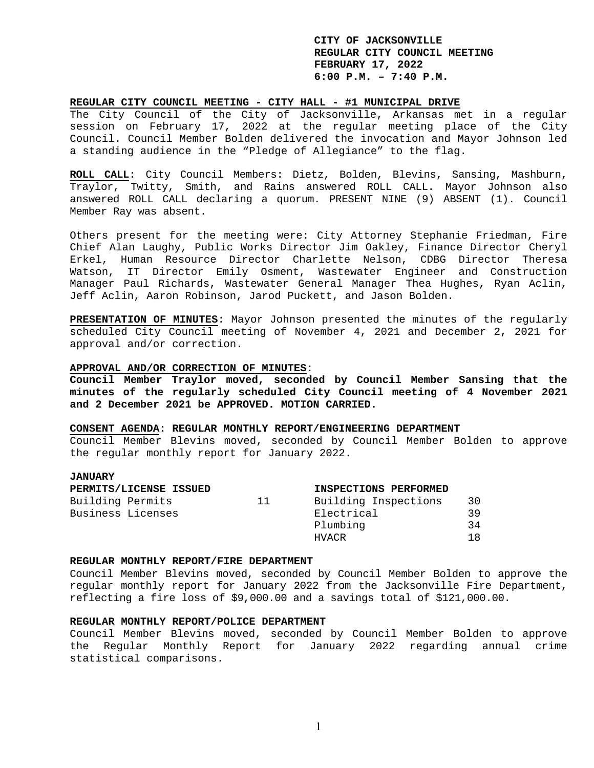**CITY OF JACKSONVILLE**
**REGULAR CITY COUNCIL MEETING**
**FEBRUARY 17, 2022**
**6:00 P.M. – 7:40 P.M.**

**REGULAR CITY COUNCIL MEETING - CITY HALL - #1 MUNICIPAL DRIVE**

The City Council of the City of Jacksonville, Arkansas met in a regular session on February 17, 2022 at the regular meeting place of the City Council. Council Member Bolden delivered the invocation and Mayor Johnson led a standing audience in the "Pledge of Allegiance" to the flag.

**ROLL CALL**: City Council Members: Dietz, Bolden, Blevins, Sansing, Mashburn, Traylor, Twitty, Smith, and Rains answered ROLL CALL. Mayor Johnson also answered ROLL CALL declaring a quorum. PRESENT NINE (9) ABSENT (1). Council Member Ray was absent.

Others present for the meeting were: City Attorney Stephanie Friedman, Fire Chief Alan Laughy, Public Works Director Jim Oakley, Finance Director Cheryl Erkel, Human Resource Director Charlette Nelson, CDBG Director Theresa Watson, IT Director Emily Osment, Wastewater Engineer and Construction Manager Paul Richards, Wastewater General Manager Thea Hughes, Ryan Aclin, Jeff Aclin, Aaron Robinson, Jarod Puckett, and Jason Bolden.

**PRESENTATION OF MINUTES**: Mayor Johnson presented the minutes of the regularly scheduled City Council meeting of November 4, 2021 and December 2, 2021 for approval and/or correction.

**APPROVAL AND/OR CORRECTION OF MINUTES**:

**Council Member Traylor moved, seconded by Council Member Sansing that the minutes of the regularly scheduled City Council meeting of 4 November 2021 and 2 December 2021 be APPROVED. MOTION CARRIED.**

**CONSENT AGENDA: REGULAR MONTHLY REPORT/ENGINEERING DEPARTMENT**

Council Member Blevins moved, seconded by Council Member Bolden to approve the regular monthly report for January 2022.

**JANUARY**

| PERMITS/LICENSE ISSUED | | INSPECTIONS PERFORMED | |
|---|---|---|---|
| Building Permits | 11 | Building Inspections | 30 |
| Business Licenses | | Electrical | 39 |
| | | Plumbing | 34 |
| | | HVACR | 18 |

**REGULAR MONTHLY REPORT/FIRE DEPARTMENT**

Council Member Blevins moved, seconded by Council Member Bolden to approve the regular monthly report for January 2022 from the Jacksonville Fire Department, reflecting a fire loss of $9,000.00 and a savings total of $121,000.00.

**REGULAR MONTHLY REPORT/POLICE DEPARTMENT**

Council Member Blevins moved, seconded by Council Member Bolden to approve the Regular Monthly Report for January 2022 regarding annual crime statistical comparisons.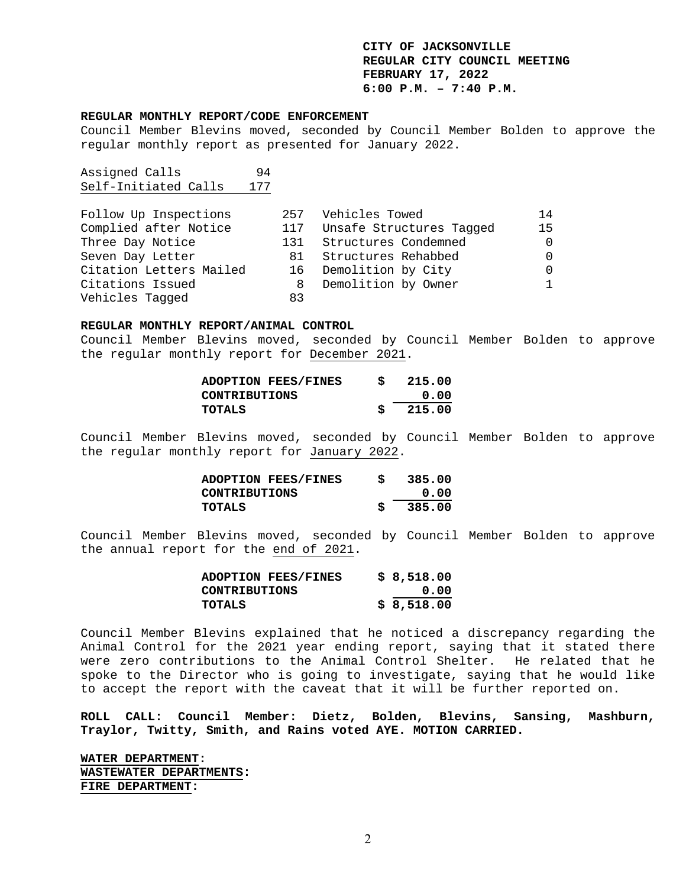**CITY OF JACKSONVILLE**
**REGULAR CITY COUNCIL MEETING**
**FEBRUARY 17, 2022**
**6:00 P.M. – 7:40 P.M.**

**REGULAR MONTHLY REPORT/CODE ENFORCEMENT**

Council Member Blevins moved, seconded by Council Member Bolden to approve the regular monthly report as presented for January 2022.

| | |
|---|---|
| Assigned Calls | 94 |
| Self-Initiated Calls | 177 |

| | | | |
|---|---|---|---|
| Follow Up Inspections | 257 | Vehicles Towed | 14 |
| Complied after Notice | 117 | Unsafe Structures Tagged | 15 |
| Three Day Notice | 131 | Structures Condemned | 0 |
| Seven Day Letter | 81 | Structures Rehabbed | 0 |
| Citation Letters Mailed | 16 | Demolition by City | 0 |
| Citations Issued | 8 | Demolition by Owner | 1 |
| Vehicles Tagged | 83 | | |

**REGULAR MONTHLY REPORT/ANIMAL CONTROL**

Council Member Blevins moved, seconded by Council Member Bolden to approve the regular monthly report for December 2021.

| | |
|---|---|
| **ADOPTION FEES/FINES** | **$ 215.00** |
| **CONTRIBUTIONS** | **0.00** |
| **TOTALS** | **$ 215.00** |

Council Member Blevins moved, seconded by Council Member Bolden to approve the regular monthly report for January 2022.

| | |
|---|---|
| **ADOPTION FEES/FINES** | **$ 385.00** |
| **CONTRIBUTIONS** | **0.00** |
| **TOTALS** | **$ 385.00** |

Council Member Blevins moved, seconded by Council Member Bolden to approve the annual report for the end of 2021.

| | |
|---|---|
| **ADOPTION FEES/FINES** | **$ 8,518.00** |
| **CONTRIBUTIONS** | **0.00** |
| **TOTALS** | **$ 8,518.00** |

Council Member Blevins explained that he noticed a discrepancy regarding the Animal Control for the 2021 year ending report, saying that it stated there were zero contributions to the Animal Control Shelter. He related that he spoke to the Director who is going to investigate, saying that he would like to accept the report with the caveat that it will be further reported on.

**ROLL CALL: Council Member: Dietz, Bolden, Blevins, Sansing, Mashburn, Traylor, Twitty, Smith, and Rains voted AYE. MOTION CARRIED.**

**WATER DEPARTMENT:**
**WASTEWATER DEPARTMENTS:**
**FIRE DEPARTMENT:**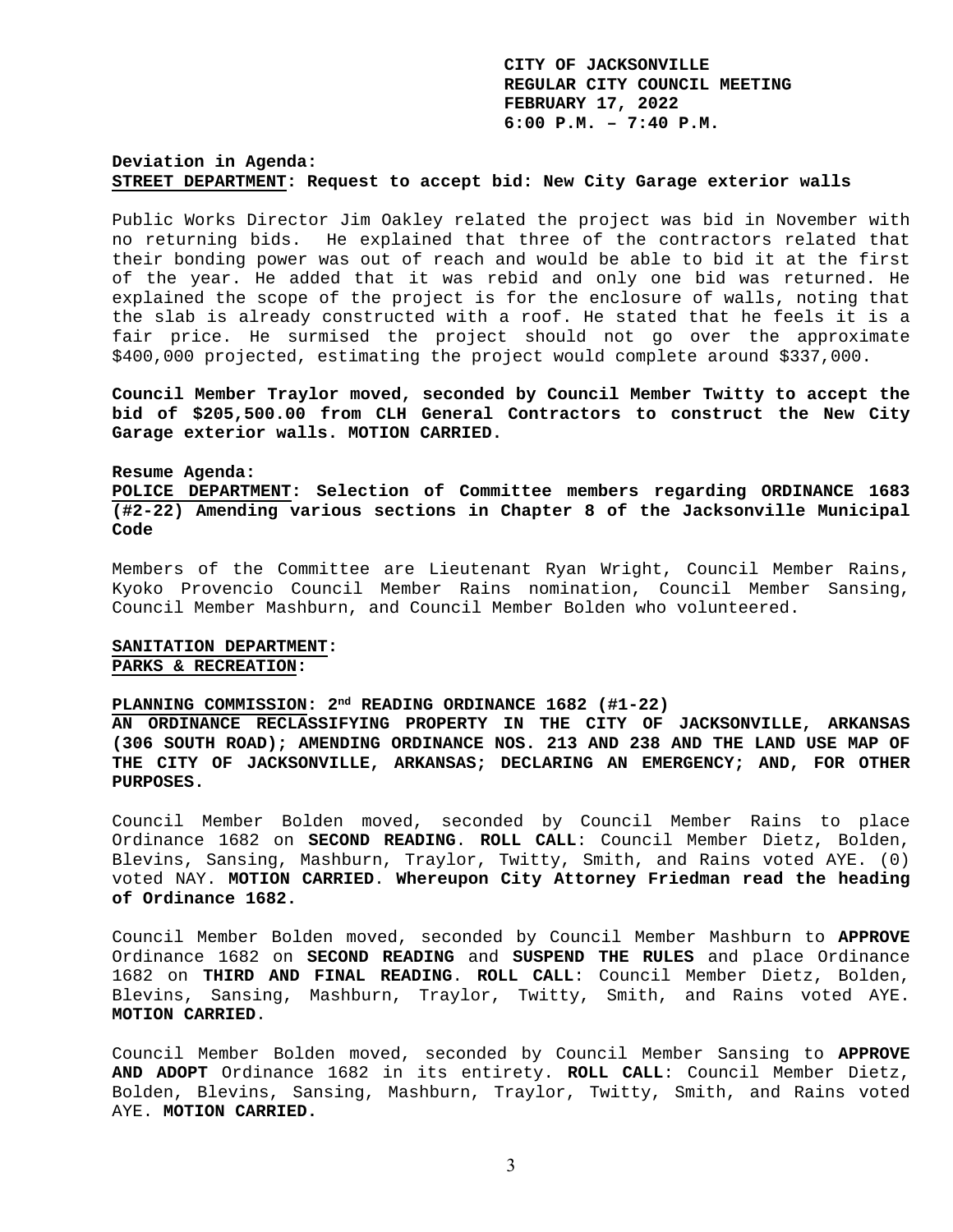**CITY OF JACKSONVILLE**
**REGULAR CITY COUNCIL MEETING**
**FEBRUARY 17, 2022**
**6:00 P.M. – 7:40 P.M.**

**Deviation in Agenda:**
**STREET DEPARTMENT: Request to accept bid: New City Garage exterior walls**

Public Works Director Jim Oakley related the project was bid in November with no returning bids. He explained that three of the contractors related that their bonding power was out of reach and would be able to bid it at the first of the year. He added that it was rebid and only one bid was returned. He explained the scope of the project is for the enclosure of walls, noting that the slab is already constructed with a roof. He stated that he feels it is a fair price. He surmised the project should not go over the approximate $400,000 projected, estimating the project would complete around $337,000.

**Council Member Traylor moved, seconded by Council Member Twitty to accept the bid of $205,500.00 from CLH General Contractors to construct the New City Garage exterior walls. MOTION CARRIED.**

**Resume Agenda:**
**POLICE DEPARTMENT: Selection of Committee members regarding ORDINANCE 1683 (#2-22) Amending various sections in Chapter 8 of the Jacksonville Municipal Code**

Members of the Committee are Lieutenant Ryan Wright, Council Member Rains, Kyoko Provencio Council Member Rains nomination, Council Member Sansing, Council Member Mashburn, and Council Member Bolden who volunteered.

**SANITATION DEPARTMENT:**
**PARKS & RECREATION:**

**PLANNING COMMISSION: 2nd READING ORDINANCE 1682 (#1-22)**
**AN ORDINANCE RECLASSIFYING PROPERTY IN THE CITY OF JACKSONVILLE, ARKANSAS (306 SOUTH ROAD); AMENDING ORDINANCE NOS. 213 AND 238 AND THE LAND USE MAP OF THE CITY OF JACKSONVILLE, ARKANSAS; DECLARING AN EMERGENCY; AND, FOR OTHER PURPOSES.**

Council Member Bolden moved, seconded by Council Member Rains to place Ordinance 1682 on **SECOND READING**. **ROLL CALL**: Council Member Dietz, Bolden, Blevins, Sansing, Mashburn, Traylor, Twitty, Smith, and Rains voted AYE. (0) voted NAY. **MOTION CARRIED**. **Whereupon City Attorney Friedman read the heading of Ordinance 1682.**

Council Member Bolden moved, seconded by Council Member Mashburn to **APPROVE** Ordinance 1682 on **SECOND READING** and **SUSPEND THE RULES** and place Ordinance 1682 on **THIRD AND FINAL READING**. **ROLL CALL**: Council Member Dietz, Bolden, Blevins, Sansing, Mashburn, Traylor, Twitty, Smith, and Rains voted AYE. **MOTION CARRIED**.

Council Member Bolden moved, seconded by Council Member Sansing to **APPROVE AND ADOPT** Ordinance 1682 in its entirety. **ROLL CALL**: Council Member Dietz, Bolden, Blevins, Sansing, Mashburn, Traylor, Twitty, Smith, and Rains voted AYE. **MOTION CARRIED.**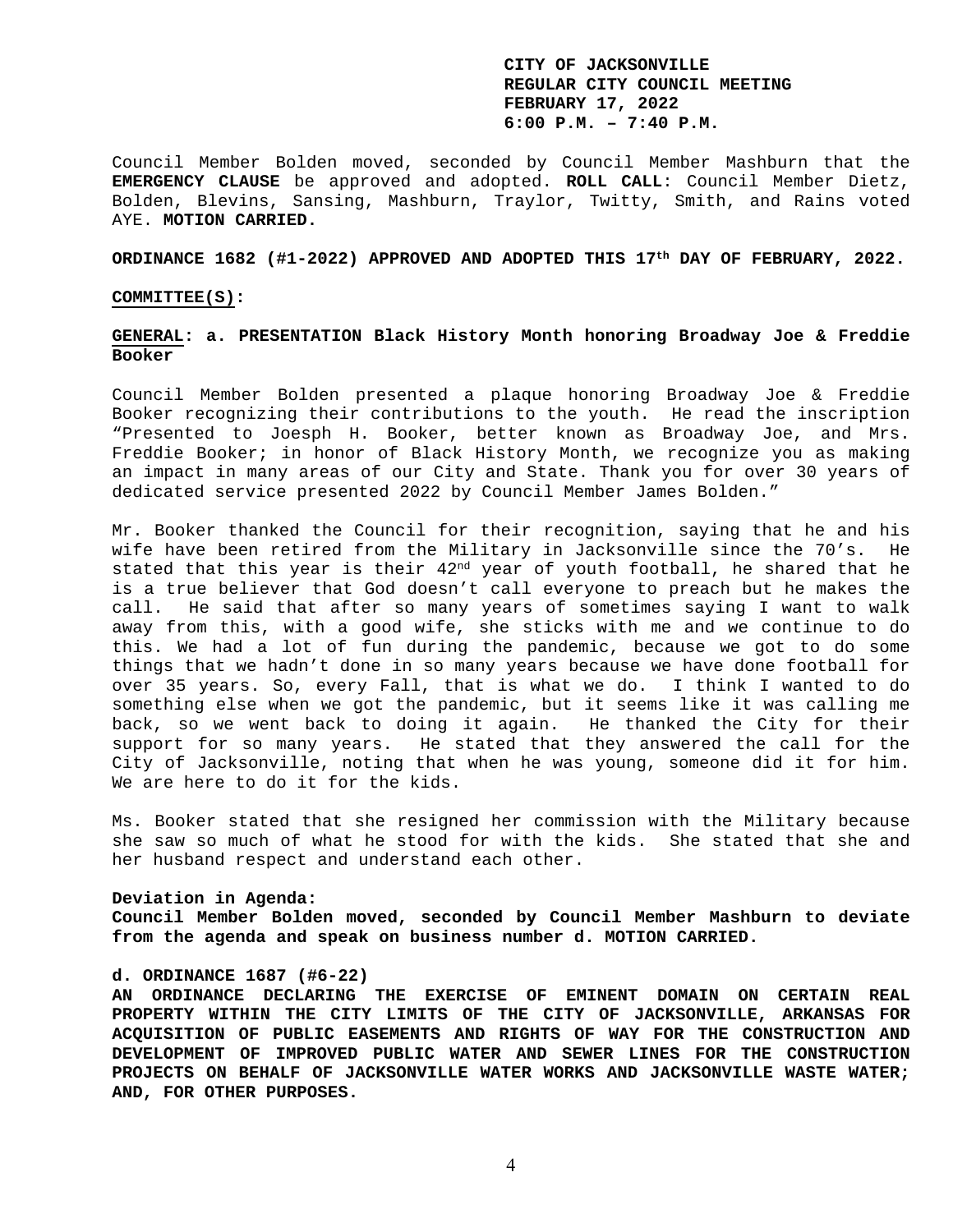Council Member Bolden moved, seconded by Council Member Mashburn that the **EMERGENCY CLAUSE** be approved and adopted. **ROLL CALL**: Council Member Dietz, Bolden, Blevins, Sansing, Mashburn, Traylor, Twitty, Smith, and Rains voted AYE. **MOTION CARRIED.**

**ORDINANCE 1682 (#1-2022) APPROVED AND ADOPTED THIS 17th DAY OF FEBRUARY, 2022.**

**COMMITTEE(S):**

**GENERAL: a. PRESENTATION Black History Month honoring Broadway Joe & Freddie Booker**

Council Member Bolden presented a plaque honoring Broadway Joe & Freddie Booker recognizing their contributions to the youth. He read the inscription "Presented to Joesph H. Booker, better known as Broadway Joe, and Mrs. Freddie Booker; in honor of Black History Month, we recognize you as making an impact in many areas of our City and State. Thank you for over 30 years of dedicated service presented 2022 by Council Member James Bolden."

Mr. Booker thanked the Council for their recognition, saying that he and his wife have been retired from the Military in Jacksonville since the 70's. He stated that this year is their 42nd year of youth football, he shared that he is a true believer that God doesn't call everyone to preach but he makes the call. He said that after so many years of sometimes saying I want to walk away from this, with a good wife, she sticks with me and we continue to do this. We had a lot of fun during the pandemic, because we got to do some things that we hadn't done in so many years because we have done football for over 35 years. So, every Fall, that is what we do. I think I wanted to do something else when we got the pandemic, but it seems like it was calling me back, so we went back to doing it again. He thanked the City for their support for so many years. He stated that they answered the call for the City of Jacksonville, noting that when he was young, someone did it for him. We are here to do it for the kids.

Ms. Booker stated that she resigned her commission with the Military because she saw so much of what he stood for with the kids. She stated that she and her husband respect and understand each other.

**Deviation in Agenda:**
**Council Member Bolden moved, seconded by Council Member Mashburn to deviate from the agenda and speak on business number d. MOTION CARRIED.**

**d. ORDINANCE 1687 (#6-22)**
**AN ORDINANCE DECLARING THE EXERCISE OF EMINENT DOMAIN ON CERTAIN REAL PROPERTY WITHIN THE CITY LIMITS OF THE CITY OF JACKSONVILLE, ARKANSAS FOR ACQUISITION OF PUBLIC EASEMENTS AND RIGHTS OF WAY FOR THE CONSTRUCTION AND DEVELOPMENT OF IMPROVED PUBLIC WATER AND SEWER LINES FOR THE CONSTRUCTION PROJECTS ON BEHALF OF JACKSONVILLE WATER WORKS AND JACKSONVILLE WASTE WATER; AND, FOR OTHER PURPOSES.**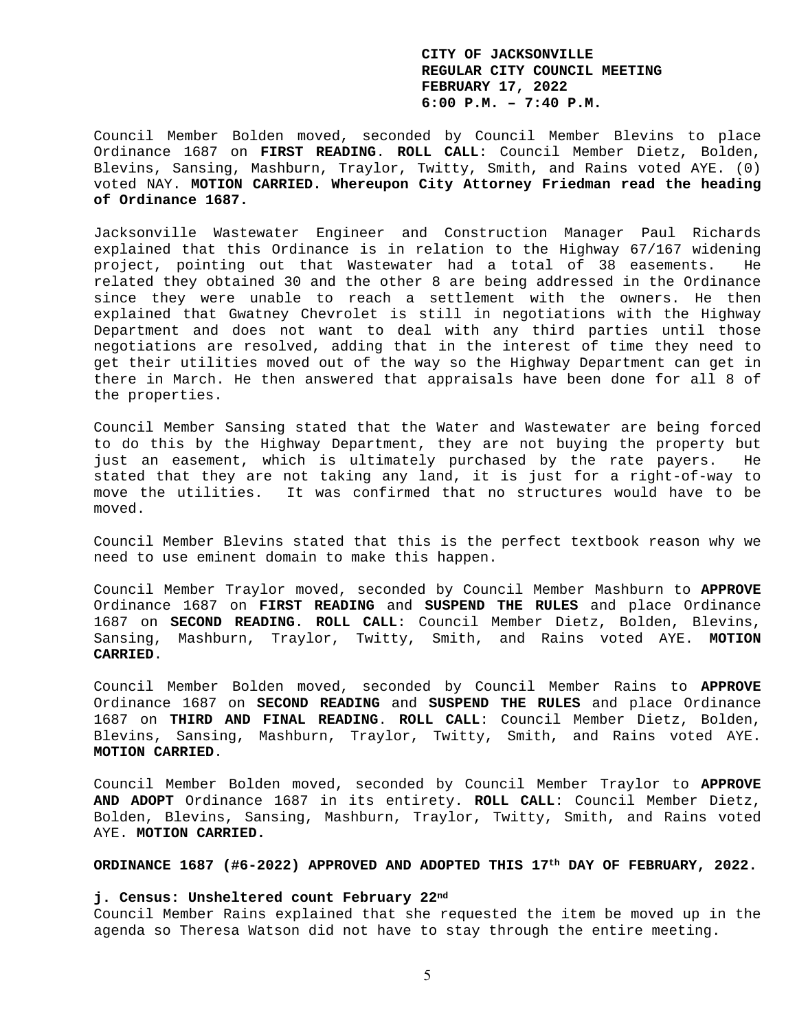Council Member Bolden moved, seconded by Council Member Blevins to place Ordinance 1687 on **FIRST READING**. **ROLL CALL**: Council Member Dietz, Bolden, Blevins, Sansing, Mashburn, Traylor, Twitty, Smith, and Rains voted AYE. (0) voted NAY. **MOTION CARRIED. Whereupon City Attorney Friedman read the heading of Ordinance 1687.**

Jacksonville Wastewater Engineer and Construction Manager Paul Richards explained that this Ordinance is in relation to the Highway 67/167 widening project, pointing out that Wastewater had a total of 38 easements. He related they obtained 30 and the other 8 are being addressed in the Ordinance since they were unable to reach a settlement with the owners. He then explained that Gwatney Chevrolet is still in negotiations with the Highway Department and does not want to deal with any third parties until those negotiations are resolved, adding that in the interest of time they need to get their utilities moved out of the way so the Highway Department can get in there in March. He then answered that appraisals have been done for all 8 of the properties.

Council Member Sansing stated that the Water and Wastewater are being forced to do this by the Highway Department, they are not buying the property but just an easement, which is ultimately purchased by the rate payers. He stated that they are not taking any land, it is just for a right-of-way to move the utilities. It was confirmed that no structures would have to be moved.

Council Member Blevins stated that this is the perfect textbook reason why we need to use eminent domain to make this happen.

Council Member Traylor moved, seconded by Council Member Mashburn to **APPROVE** Ordinance 1687 on **FIRST READING** and **SUSPEND THE RULES** and place Ordinance 1687 on **SECOND READING**. **ROLL CALL**: Council Member Dietz, Bolden, Blevins, Sansing, Mashburn, Traylor, Twitty, Smith, and Rains voted AYE. **MOTION CARRIED**.

Council Member Bolden moved, seconded by Council Member Rains to **APPROVE** Ordinance 1687 on **SECOND READING** and **SUSPEND THE RULES** and place Ordinance 1687 on **THIRD AND FINAL READING**. **ROLL CALL**: Council Member Dietz, Bolden, Blevins, Sansing, Mashburn, Traylor, Twitty, Smith, and Rains voted AYE. **MOTION CARRIED**.

Council Member Bolden moved, seconded by Council Member Traylor to **APPROVE AND ADOPT** Ordinance 1687 in its entirety. **ROLL CALL**: Council Member Dietz, Bolden, Blevins, Sansing, Mashburn, Traylor, Twitty, Smith, and Rains voted AYE. **MOTION CARRIED.**

**ORDINANCE 1687 (#6-2022) APPROVED AND ADOPTED THIS 17th DAY OF FEBRUARY, 2022.**

**j. Census: Unsheltered count February 22nd**

Council Member Rains explained that she requested the item be moved up in the agenda so Theresa Watson did not have to stay through the entire meeting.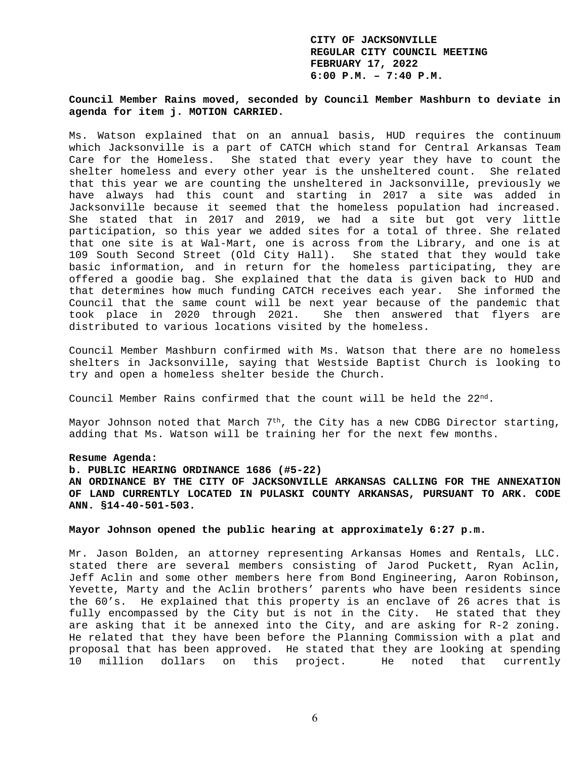Council Member Rains moved, seconded by Council Member Mashburn to deviate in agenda for item j. MOTION CARRIED.

Ms. Watson explained that on an annual basis, HUD requires the continuum which Jacksonville is a part of CATCH which stand for Central Arkansas Team Care for the Homeless. She stated that every year they have to count the shelter homeless and every other year is the unsheltered count. She related that this year we are counting the unsheltered in Jacksonville, previously we have always had this count and starting in 2017 a site was added in Jacksonville because it seemed that the homeless population had increased. She stated that in 2017 and 2019, we had a site but got very little participation, so this year we added sites for a total of three. She related that one site is at Wal-Mart, one is across from the Library, and one is at 109 South Second Street (Old City Hall). She stated that they would take basic information, and in return for the homeless participating, they are offered a goodie bag. She explained that the data is given back to HUD and that determines how much funding CATCH receives each year. She informed the Council that the same count will be next year because of the pandemic that took place in 2020 through 2021. She then answered that flyers are distributed to various locations visited by the homeless.

Council Member Mashburn confirmed with Ms. Watson that there are no homeless shelters in Jacksonville, saying that Westside Baptist Church is looking to try and open a homeless shelter beside the Church.

Council Member Rains confirmed that the count will be held the 22nd.

Mayor Johnson noted that March 7th, the City has a new CDBG Director starting, adding that Ms. Watson will be training her for the next few months.

**Resume Agenda:**

**b. PUBLIC HEARING ORDINANCE 1686 (#5-22)**

**AN ORDINANCE BY THE CITY OF JACKSONVILLE ARKANSAS CALLING FOR THE ANNEXATION OF LAND CURRENTLY LOCATED IN PULASKI COUNTY ARKANSAS, PURSUANT TO ARK. CODE ANN. §14-40-501-503.**

**Mayor Johnson opened the public hearing at approximately 6:27 p.m.**

Mr. Jason Bolden, an attorney representing Arkansas Homes and Rentals, LLC. stated there are several members consisting of Jarod Puckett, Ryan Aclin, Jeff Aclin and some other members here from Bond Engineering, Aaron Robinson, Yevette, Marty and the Aclin brothers' parents who have been residents since the 60's. He explained that this property is an enclave of 26 acres that is fully encompassed by the City but is not in the City. He stated that they are asking that it be annexed into the City, and are asking for R-2 zoning. He related that they have been before the Planning Commission with a plat and proposal that has been approved. He stated that they are looking at spending 10 million dollars on this project. He noted that currently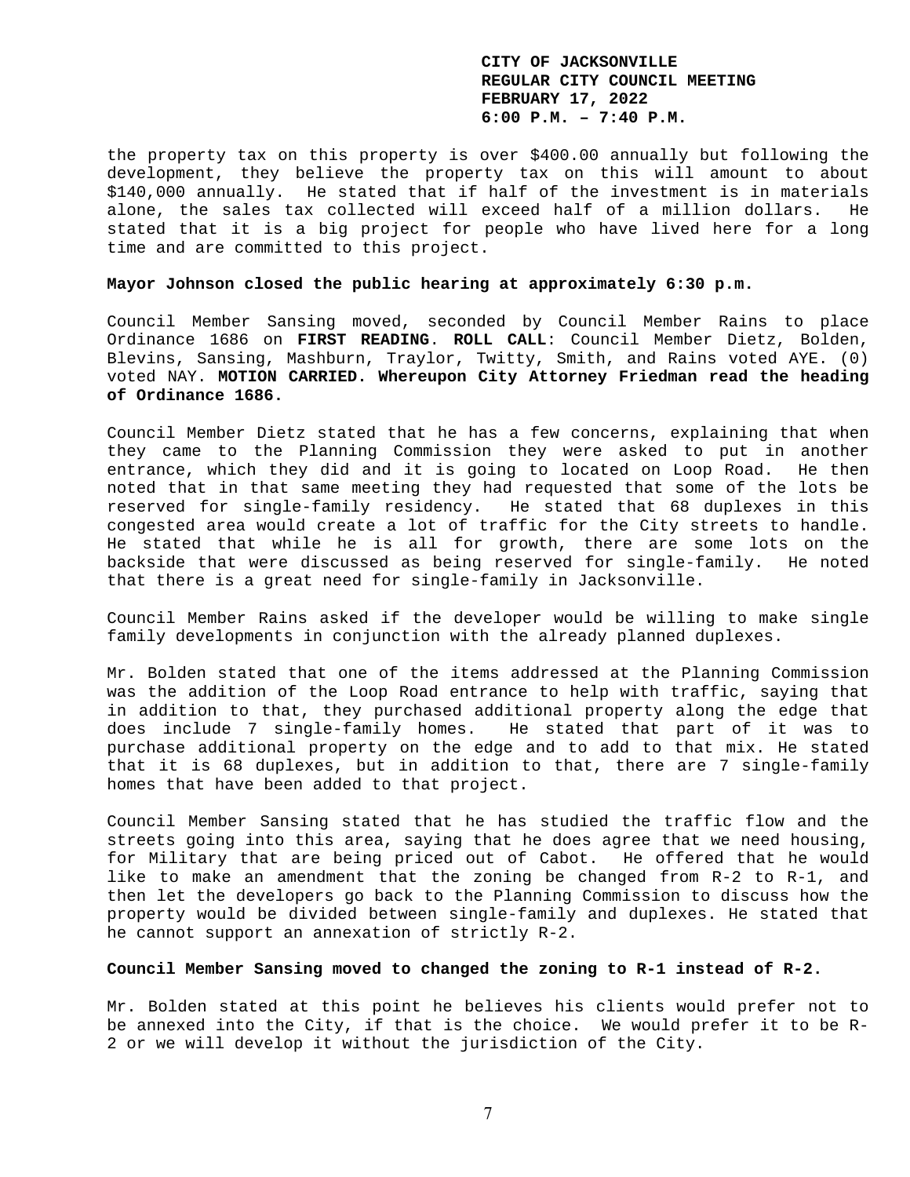the property tax on this property is over $400.00 annually but following the development, they believe the property tax on this will amount to about $140,000 annually. He stated that if half of the investment is in materials alone, the sales tax collected will exceed half of a million dollars. He stated that it is a big project for people who have lived here for a long time and are committed to this project.

**Mayor Johnson closed the public hearing at approximately 6:30 p.m.**

Council Member Sansing moved, seconded by Council Member Rains to place Ordinance 1686 on **FIRST READING**. **ROLL CALL**: Council Member Dietz, Bolden, Blevins, Sansing, Mashburn, Traylor, Twitty, Smith, and Rains voted AYE. (0) voted NAY. **MOTION CARRIED. Whereupon City Attorney Friedman read the heading of Ordinance 1686.**

Council Member Dietz stated that he has a few concerns, explaining that when they came to the Planning Commission they were asked to put in another entrance, which they did and it is going to located on Loop Road. He then noted that in that same meeting they had requested that some of the lots be reserved for single-family residency. He stated that 68 duplexes in this congested area would create a lot of traffic for the City streets to handle. He stated that while he is all for growth, there are some lots on the backside that were discussed as being reserved for single-family. He noted that there is a great need for single-family in Jacksonville.

Council Member Rains asked if the developer would be willing to make single family developments in conjunction with the already planned duplexes.

Mr. Bolden stated that one of the items addressed at the Planning Commission was the addition of the Loop Road entrance to help with traffic, saying that in addition to that, they purchased additional property along the edge that does include 7 single-family homes. He stated that part of it was to purchase additional property on the edge and to add to that mix. He stated that it is 68 duplexes, but in addition to that, there are 7 single-family homes that have been added to that project.

Council Member Sansing stated that he has studied the traffic flow and the streets going into this area, saying that he does agree that we need housing, for Military that are being priced out of Cabot. He offered that he would like to make an amendment that the zoning be changed from R-2 to R-1, and then let the developers go back to the Planning Commission to discuss how the property would be divided between single-family and duplexes. He stated that he cannot support an annexation of strictly R-2.

**Council Member Sansing moved to changed the zoning to R-1 instead of R-2.**

Mr. Bolden stated at this point he believes his clients would prefer not to be annexed into the City, if that is the choice. We would prefer it to be R-2 or we will develop it without the jurisdiction of the City.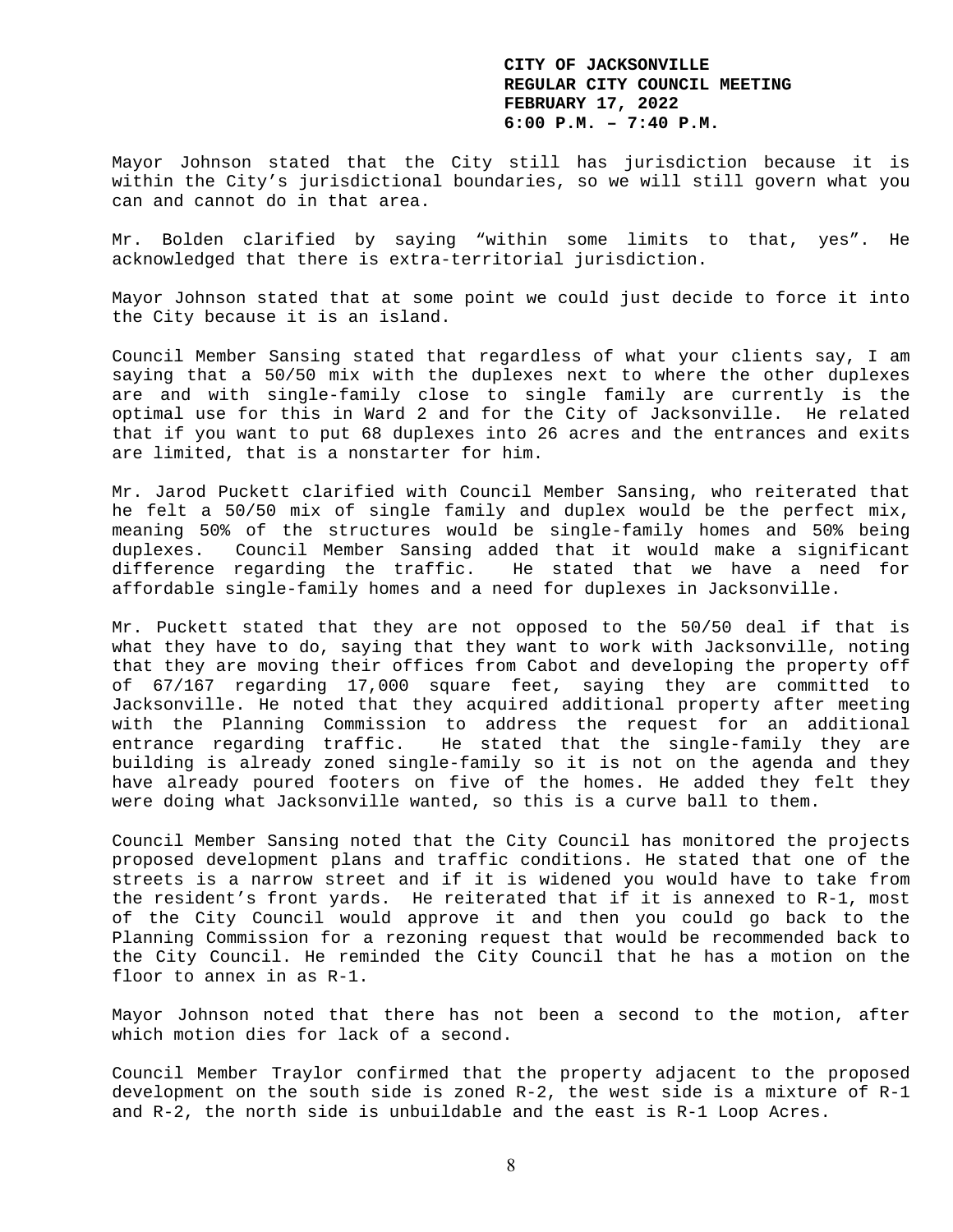Mayor Johnson stated that the City still has jurisdiction because it is within the City's jurisdictional boundaries, so we will still govern what you can and cannot do in that area.

Mr. Bolden clarified by saying "within some limits to that, yes". He acknowledged that there is extra-territorial jurisdiction.

Mayor Johnson stated that at some point we could just decide to force it into the City because it is an island.

Council Member Sansing stated that regardless of what your clients say, I am saying that a 50/50 mix with the duplexes next to where the other duplexes are and with single-family close to single family are currently is the optimal use for this in Ward 2 and for the City of Jacksonville. He related that if you want to put 68 duplexes into 26 acres and the entrances and exits are limited, that is a nonstarter for him.

Mr. Jarod Puckett clarified with Council Member Sansing, who reiterated that he felt a 50/50 mix of single family and duplex would be the perfect mix, meaning 50% of the structures would be single-family homes and 50% being duplexes. Council Member Sansing added that it would make a significant difference regarding the traffic. He stated that we have a need for affordable single-family homes and a need for duplexes in Jacksonville.

Mr. Puckett stated that they are not opposed to the 50/50 deal if that is what they have to do, saying that they want to work with Jacksonville, noting that they are moving their offices from Cabot and developing the property off of 67/167 regarding 17,000 square feet, saying they are committed to Jacksonville. He noted that they acquired additional property after meeting with the Planning Commission to address the request for an additional entrance regarding traffic. He stated that the single-family they are building is already zoned single-family so it is not on the agenda and they have already poured footers on five of the homes. He added they felt they were doing what Jacksonville wanted, so this is a curve ball to them.

Council Member Sansing noted that the City Council has monitored the projects proposed development plans and traffic conditions. He stated that one of the streets is a narrow street and if it is widened you would have to take from the resident's front yards. He reiterated that if it is annexed to R-1, most of the City Council would approve it and then you could go back to the Planning Commission for a rezoning request that would be recommended back to the City Council. He reminded the City Council that he has a motion on the floor to annex in as R-1.

Mayor Johnson noted that there has not been a second to the motion, after which motion dies for lack of a second.

Council Member Traylor confirmed that the property adjacent to the proposed development on the south side is zoned R-2, the west side is a mixture of R-1 and R-2, the north side is unbuildable and the east is R-1 Loop Acres.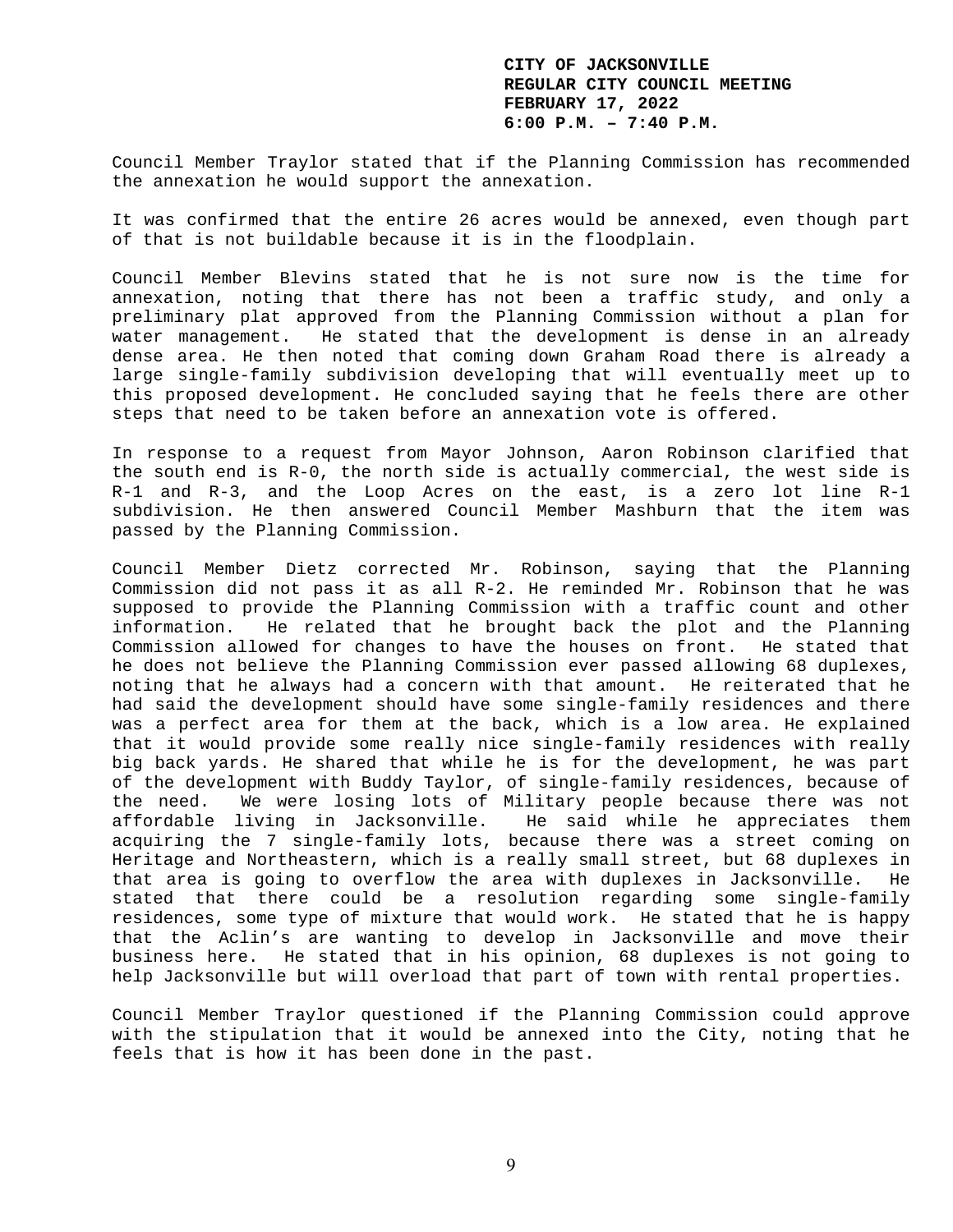Council Member Traylor stated that if the Planning Commission has recommended the annexation he would support the annexation.

It was confirmed that the entire 26 acres would be annexed, even though part of that is not buildable because it is in the floodplain.

Council Member Blevins stated that he is not sure now is the time for annexation, noting that there has not been a traffic study, and only a preliminary plat approved from the Planning Commission without a plan for water management. He stated that the development is dense in an already dense area. He then noted that coming down Graham Road there is already a large single-family subdivision developing that will eventually meet up to this proposed development. He concluded saying that he feels there are other steps that need to be taken before an annexation vote is offered.

In response to a request from Mayor Johnson, Aaron Robinson clarified that the south end is R-0, the north side is actually commercial, the west side is R-1 and R-3, and the Loop Acres on the east, is a zero lot line R-1 subdivision. He then answered Council Member Mashburn that the item was passed by the Planning Commission.

Council Member Dietz corrected Mr. Robinson, saying that the Planning Commission did not pass it as all R-2. He reminded Mr. Robinson that he was supposed to provide the Planning Commission with a traffic count and other information. He related that he brought back the plot and the Planning Commission allowed for changes to have the houses on front. He stated that he does not believe the Planning Commission ever passed allowing 68 duplexes, noting that he always had a concern with that amount. He reiterated that he had said the development should have some single-family residences and there was a perfect area for them at the back, which is a low area. He explained that it would provide some really nice single-family residences with really big back yards. He shared that while he is for the development, he was part of the development with Buddy Taylor, of single-family residences, because of the need. We were losing lots of Military people because there was not affordable living in Jacksonville. He said while he appreciates them acquiring the 7 single-family lots, because there was a street coming on Heritage and Northeastern, which is a really small street, but 68 duplexes in that area is going to overflow the area with duplexes in Jacksonville. He stated that there could be a resolution regarding some single-family residences, some type of mixture that would work. He stated that he is happy that the Aclin's are wanting to develop in Jacksonville and move their business here. He stated that in his opinion, 68 duplexes is not going to help Jacksonville but will overload that part of town with rental properties.

Council Member Traylor questioned if the Planning Commission could approve with the stipulation that it would be annexed into the City, noting that he feels that is how it has been done in the past.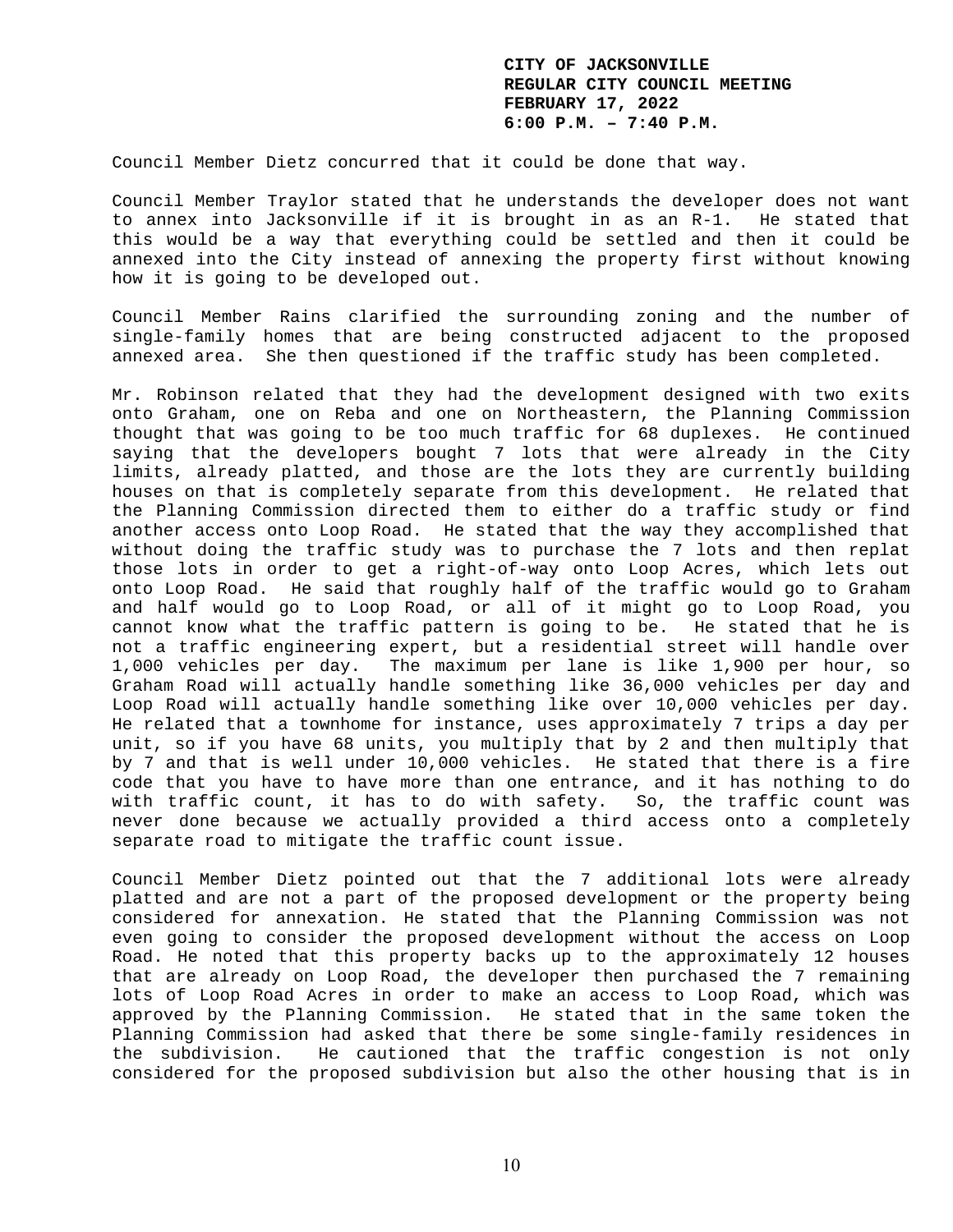Council Member Dietz concurred that it could be done that way.

Council Member Traylor stated that he understands the developer does not want to annex into Jacksonville if it is brought in as an R-1. He stated that this would be a way that everything could be settled and then it could be annexed into the City instead of annexing the property first without knowing how it is going to be developed out.

Council Member Rains clarified the surrounding zoning and the number of single-family homes that are being constructed adjacent to the proposed annexed area. She then questioned if the traffic study has been completed.

Mr. Robinson related that they had the development designed with two exits onto Graham, one on Reba and one on Northeastern, the Planning Commission thought that was going to be too much traffic for 68 duplexes. He continued saying that the developers bought 7 lots that were already in the City limits, already platted, and those are the lots they are currently building houses on that is completely separate from this development. He related that the Planning Commission directed them to either do a traffic study or find another access onto Loop Road. He stated that the way they accomplished that without doing the traffic study was to purchase the 7 lots and then replat those lots in order to get a right-of-way onto Loop Acres, which lets out onto Loop Road. He said that roughly half of the traffic would go to Graham and half would go to Loop Road, or all of it might go to Loop Road, you cannot know what the traffic pattern is going to be. He stated that he is not a traffic engineering expert, but a residential street will handle over 1,000 vehicles per day. The maximum per lane is like 1,900 per hour, so Graham Road will actually handle something like 36,000 vehicles per day and Loop Road will actually handle something like over 10,000 vehicles per day. He related that a townhome for instance, uses approximately 7 trips a day per unit, so if you have 68 units, you multiply that by 2 and then multiply that by 7 and that is well under 10,000 vehicles. He stated that there is a fire code that you have to have more than one entrance, and it has nothing to do with traffic count, it has to do with safety. So, the traffic count was never done because we actually provided a third access onto a completely separate road to mitigate the traffic count issue.

Council Member Dietz pointed out that the 7 additional lots were already platted and are not a part of the proposed development or the property being considered for annexation. He stated that the Planning Commission was not even going to consider the proposed development without the access on Loop Road. He noted that this property backs up to the approximately 12 houses that are already on Loop Road, the developer then purchased the 7 remaining lots of Loop Road Acres in order to make an access to Loop Road, which was approved by the Planning Commission. He stated that in the same token the Planning Commission had asked that there be some single-family residences in the subdivision. He cautioned that the traffic congestion is not only considered for the proposed subdivision but also the other housing that is in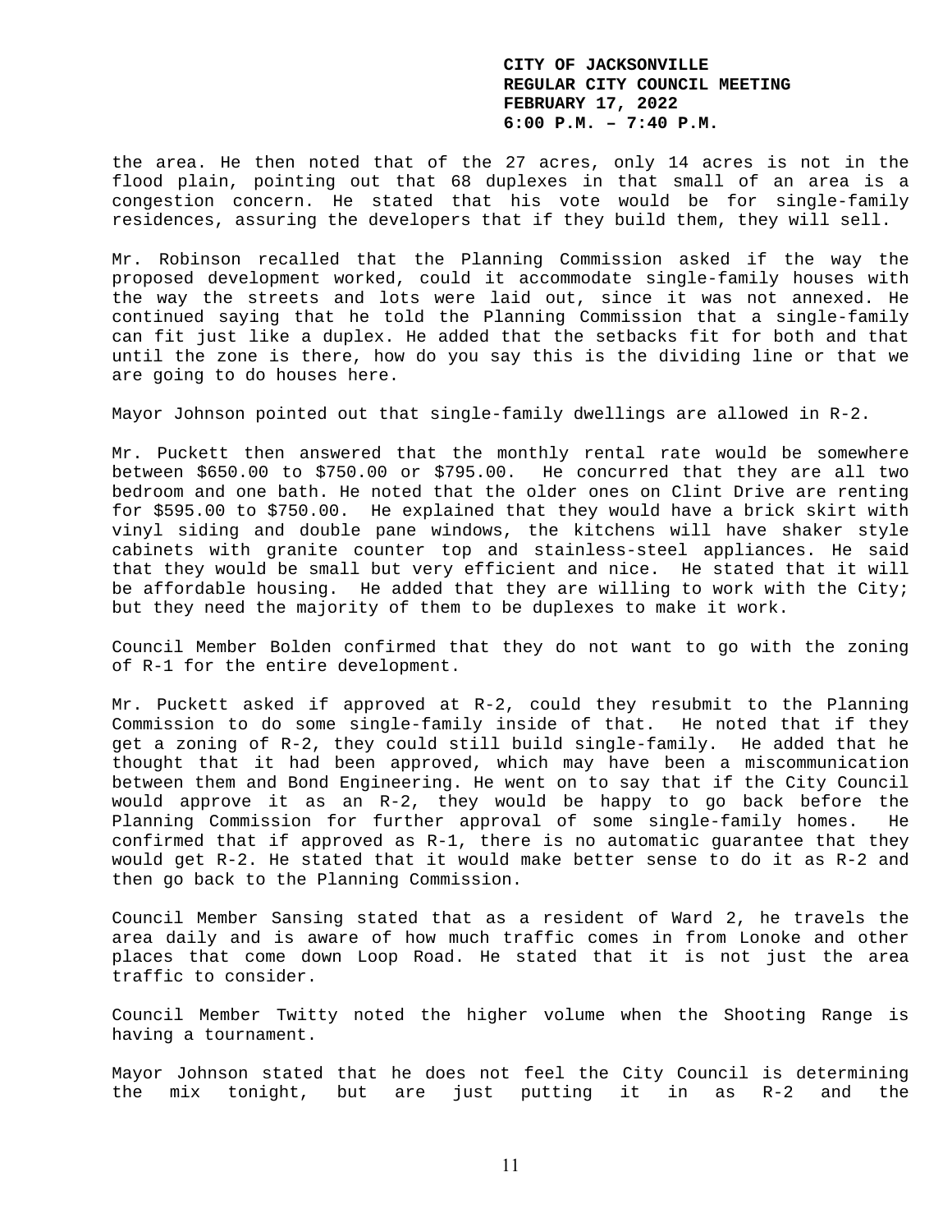the area. He then noted that of the 27 acres, only 14 acres is not in the flood plain, pointing out that 68 duplexes in that small of an area is a congestion concern. He stated that his vote would be for single-family residences, assuring the developers that if they build them, they will sell.

Mr. Robinson recalled that the Planning Commission asked if the way the proposed development worked, could it accommodate single-family houses with the way the streets and lots were laid out, since it was not annexed. He continued saying that he told the Planning Commission that a single-family can fit just like a duplex. He added that the setbacks fit for both and that until the zone is there, how do you say this is the dividing line or that we are going to do houses here.

Mayor Johnson pointed out that single-family dwellings are allowed in R-2.

Mr. Puckett then answered that the monthly rental rate would be somewhere between $650.00 to $750.00 or $795.00. He concurred that they are all two bedroom and one bath. He noted that the older ones on Clint Drive are renting for $595.00 to $750.00. He explained that they would have a brick skirt with vinyl siding and double pane windows, the kitchens will have shaker style cabinets with granite counter top and stainless-steel appliances. He said that they would be small but very efficient and nice. He stated that it will be affordable housing. He added that they are willing to work with the City; but they need the majority of them to be duplexes to make it work.

Council Member Bolden confirmed that they do not want to go with the zoning of R-1 for the entire development.

Mr. Puckett asked if approved at R-2, could they resubmit to the Planning Commission to do some single-family inside of that. He noted that if they get a zoning of R-2, they could still build single-family. He added that he thought that it had been approved, which may have been a miscommunication between them and Bond Engineering. He went on to say that if the City Council would approve it as an R-2, they would be happy to go back before the Planning Commission for further approval of some single-family homes. He confirmed that if approved as R-1, there is no automatic guarantee that they would get R-2. He stated that it would make better sense to do it as R-2 and then go back to the Planning Commission.

Council Member Sansing stated that as a resident of Ward 2, he travels the area daily and is aware of how much traffic comes in from Lonoke and other places that come down Loop Road. He stated that it is not just the area traffic to consider.

Council Member Twitty noted the higher volume when the Shooting Range is having a tournament.

Mayor Johnson stated that he does not feel the City Council is determining the mix tonight, but are just putting it in as R-2 and the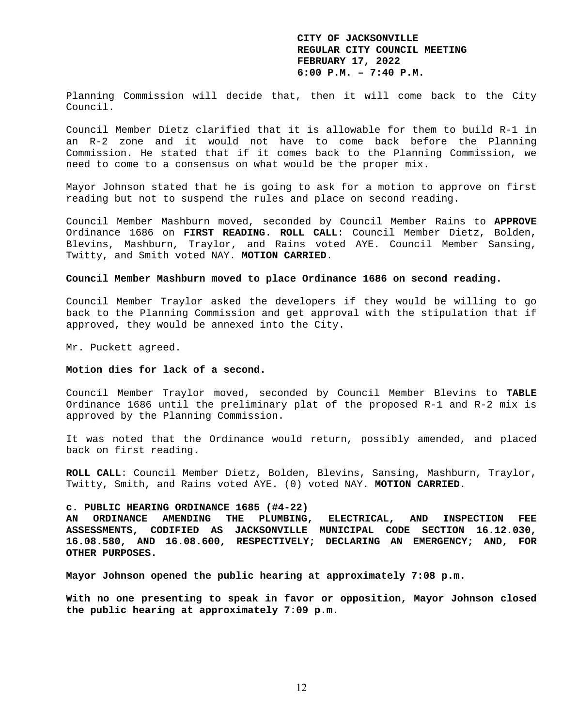Planning Commission will decide that, then it will come back to the City Council.

Council Member Dietz clarified that it is allowable for them to build R-1 in an R-2 zone and it would not have to come back before the Planning Commission. He stated that if it comes back to the Planning Commission, we need to come to a consensus on what would be the proper mix.

Mayor Johnson stated that he is going to ask for a motion to approve on first reading but not to suspend the rules and place on second reading.

Council Member Mashburn moved, seconded by Council Member Rains to **APPROVE** Ordinance 1686 on **FIRST READING**. **ROLL CALL**: Council Member Dietz, Bolden, Blevins, Mashburn, Traylor, and Rains voted AYE. Council Member Sansing, Twitty, and Smith voted NAY. **MOTION CARRIED**.

**Council Member Mashburn moved to place Ordinance 1686 on second reading.**

Council Member Traylor asked the developers if they would be willing to go back to the Planning Commission and get approval with the stipulation that if approved, they would be annexed into the City.

Mr. Puckett agreed.

**Motion dies for lack of a second.**

Council Member Traylor moved, seconded by Council Member Blevins to **TABLE** Ordinance 1686 until the preliminary plat of the proposed R-1 and R-2 mix is approved by the Planning Commission.

It was noted that the Ordinance would return, possibly amended, and placed back on first reading.

**ROLL CALL**: Council Member Dietz, Bolden, Blevins, Sansing, Mashburn, Traylor, Twitty, Smith, and Rains voted AYE. (0) voted NAY. **MOTION CARRIED**.

**c. PUBLIC HEARING ORDINANCE 1685 (#4-22)**
**AN ORDINANCE AMENDING THE PLUMBING, ELECTRICAL, AND INSPECTION FEE ASSESSMENTS, CODIFIED AS JACKSONVILLE MUNICIPAL CODE SECTION 16.12.030, 16.08.580, AND 16.08.600, RESPECTIVELY; DECLARING AN EMERGENCY; AND, FOR OTHER PURPOSES.**

**Mayor Johnson opened the public hearing at approximately 7:08 p.m.**

**With no one presenting to speak in favor or opposition, Mayor Johnson closed the public hearing at approximately 7:09 p.m.**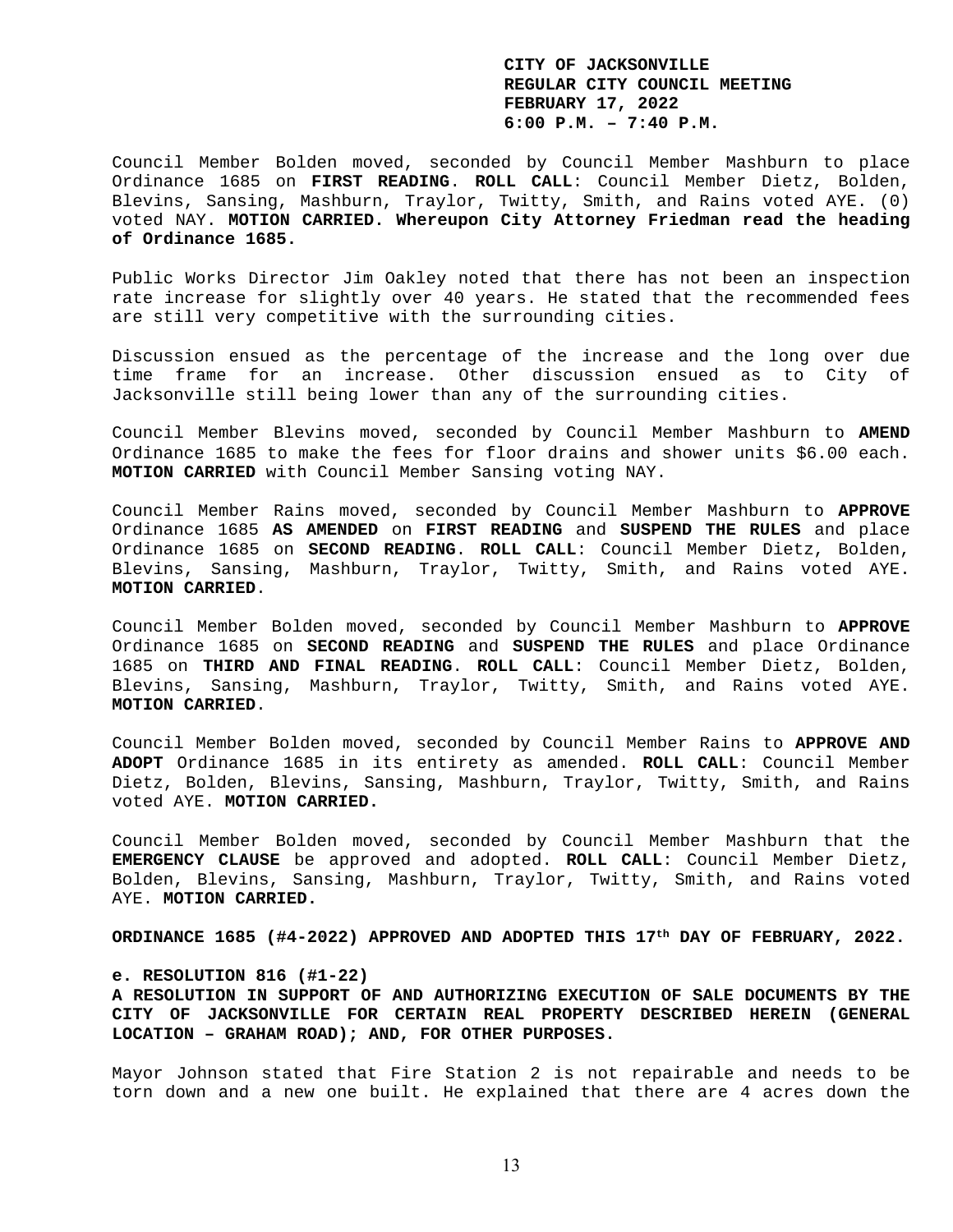Council Member Bolden moved, seconded by Council Member Mashburn to place Ordinance 1685 on **FIRST READING**. **ROLL CALL**: Council Member Dietz, Bolden, Blevins, Sansing, Mashburn, Traylor, Twitty, Smith, and Rains voted AYE. (0) voted NAY. **MOTION CARRIED. Whereupon City Attorney Friedman read the heading of Ordinance 1685.**

Public Works Director Jim Oakley noted that there has not been an inspection rate increase for slightly over 40 years. He stated that the recommended fees are still very competitive with the surrounding cities.

Discussion ensued as the percentage of the increase and the long over due time frame for an increase. Other discussion ensued as to City of Jacksonville still being lower than any of the surrounding cities.

Council Member Blevins moved, seconded by Council Member Mashburn to **AMEND** Ordinance 1685 to make the fees for floor drains and shower units $6.00 each. **MOTION CARRIED** with Council Member Sansing voting NAY.

Council Member Rains moved, seconded by Council Member Mashburn to **APPROVE** Ordinance 1685 **AS AMENDED** on **FIRST READING** and **SUSPEND THE RULES** and place Ordinance 1685 on **SECOND READING**. **ROLL CALL**: Council Member Dietz, Bolden, Blevins, Sansing, Mashburn, Traylor, Twitty, Smith, and Rains voted AYE. **MOTION CARRIED**.

Council Member Bolden moved, seconded by Council Member Mashburn to **APPROVE** Ordinance 1685 on **SECOND READING** and **SUSPEND THE RULES** and place Ordinance 1685 on **THIRD AND FINAL READING**. **ROLL CALL**: Council Member Dietz, Bolden, Blevins, Sansing, Mashburn, Traylor, Twitty, Smith, and Rains voted AYE. **MOTION CARRIED**.

Council Member Bolden moved, seconded by Council Member Rains to **APPROVE AND ADOPT** Ordinance 1685 in its entirety as amended. **ROLL CALL**: Council Member Dietz, Bolden, Blevins, Sansing, Mashburn, Traylor, Twitty, Smith, and Rains voted AYE. **MOTION CARRIED.**

Council Member Bolden moved, seconded by Council Member Mashburn that the **EMERGENCY CLAUSE** be approved and adopted. **ROLL CALL**: Council Member Dietz, Bolden, Blevins, Sansing, Mashburn, Traylor, Twitty, Smith, and Rains voted AYE. **MOTION CARRIED.**

**ORDINANCE 1685 (#4-2022) APPROVED AND ADOPTED THIS 17th DAY OF FEBRUARY, 2022.**

**e. RESOLUTION 816 (#1-22)**
**A RESOLUTION IN SUPPORT OF AND AUTHORIZING EXECUTION OF SALE DOCUMENTS BY THE CITY OF JACKSONVILLE FOR CERTAIN REAL PROPERTY DESCRIBED HEREIN (GENERAL LOCATION – GRAHAM ROAD); AND, FOR OTHER PURPOSES.**

Mayor Johnson stated that Fire Station 2 is not repairable and needs to be torn down and a new one built. He explained that there are 4 acres down the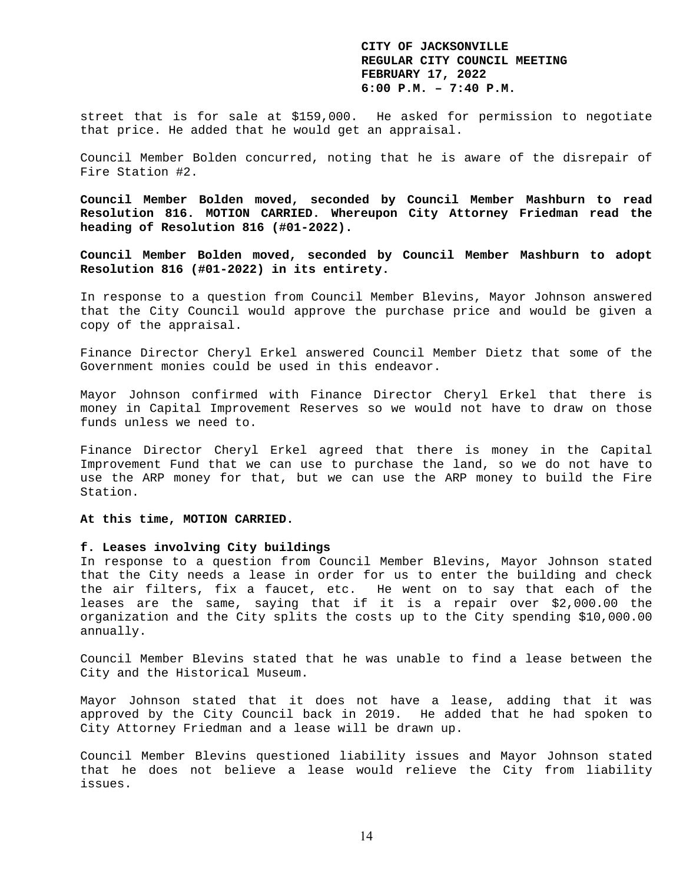street that is for sale at $159,000. He asked for permission to negotiate that price. He added that he would get an appraisal.

Council Member Bolden concurred, noting that he is aware of the disrepair of Fire Station #2.

**Council Member Bolden moved, seconded by Council Member Mashburn to read Resolution 816. MOTION CARRIED. Whereupon City Attorney Friedman read the heading of Resolution 816 (#01-2022).**

**Council Member Bolden moved, seconded by Council Member Mashburn to adopt Resolution 816 (#01-2022) in its entirety.**

In response to a question from Council Member Blevins, Mayor Johnson answered that the City Council would approve the purchase price and would be given a copy of the appraisal.

Finance Director Cheryl Erkel answered Council Member Dietz that some of the Government monies could be used in this endeavor.

Mayor Johnson confirmed with Finance Director Cheryl Erkel that there is money in Capital Improvement Reserves so we would not have to draw on those funds unless we need to.

Finance Director Cheryl Erkel agreed that there is money in the Capital Improvement Fund that we can use to purchase the land, so we do not have to use the ARP money for that, but we can use the ARP money to build the Fire Station.

**At this time, MOTION CARRIED.**

**f. Leases involving City buildings**

In response to a question from Council Member Blevins, Mayor Johnson stated that the City needs a lease in order for us to enter the building and check the air filters, fix a faucet, etc. He went on to say that each of the leases are the same, saying that if it is a repair over $2,000.00 the organization and the City splits the costs up to the City spending $10,000.00 annually.

Council Member Blevins stated that he was unable to find a lease between the City and the Historical Museum.

Mayor Johnson stated that it does not have a lease, adding that it was approved by the City Council back in 2019. He added that he had spoken to City Attorney Friedman and a lease will be drawn up.

Council Member Blevins questioned liability issues and Mayor Johnson stated that he does not believe a lease would relieve the City from liability issues.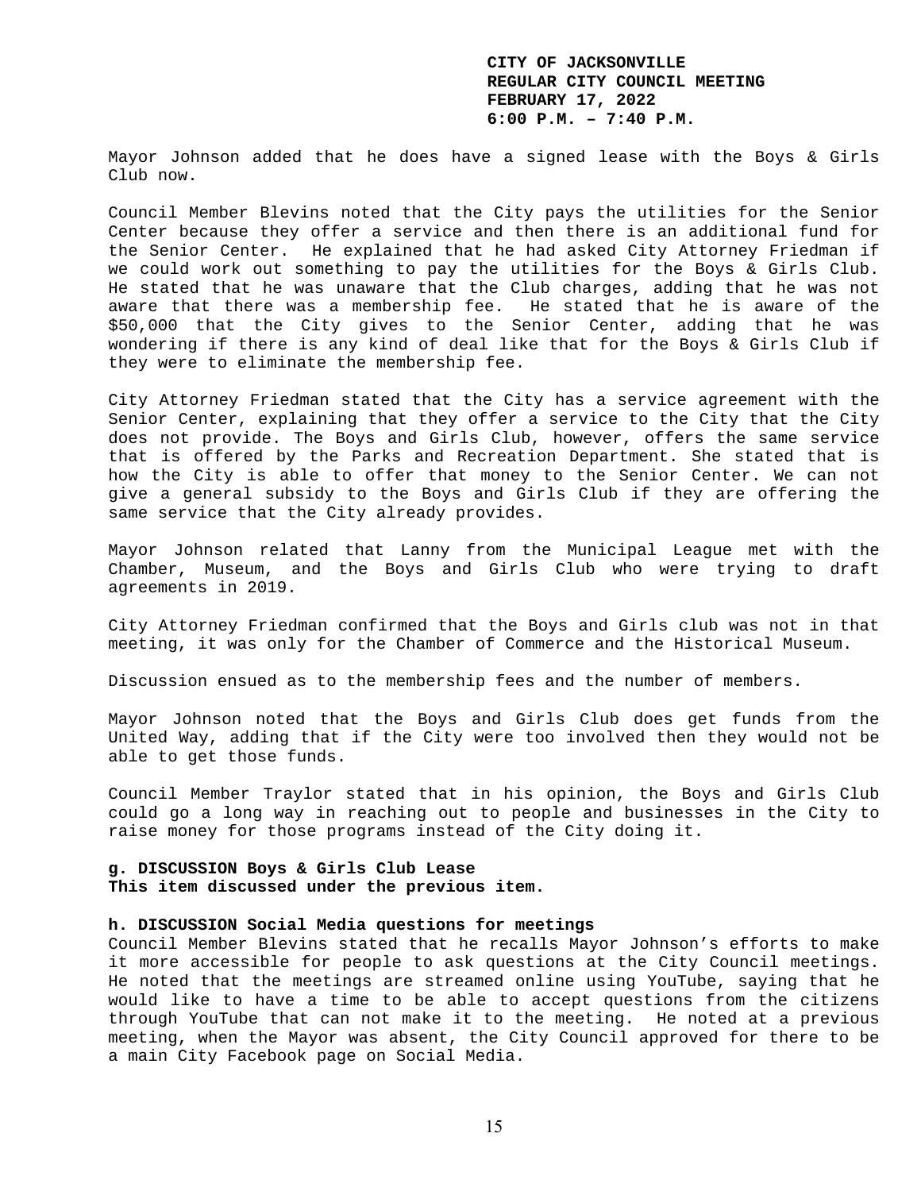Mayor Johnson added that he does have a signed lease with the Boys & Girls Club now.

Council Member Blevins noted that the City pays the utilities for the Senior Center because they offer a service and then there is an additional fund for the Senior Center. He explained that he had asked City Attorney Friedman if we could work out something to pay the utilities for the Boys & Girls Club. He stated that he was unaware that the Club charges, adding that he was not aware that there was a membership fee. He stated that he is aware of the $50,000 that the City gives to the Senior Center, adding that he was wondering if there is any kind of deal like that for the Boys & Girls Club if they were to eliminate the membership fee.

City Attorney Friedman stated that the City has a service agreement with the Senior Center, explaining that they offer a service to the City that the City does not provide. The Boys and Girls Club, however, offers the same service that is offered by the Parks and Recreation Department. She stated that is how the City is able to offer that money to the Senior Center. We can not give a general subsidy to the Boys and Girls Club if they are offering the same service that the City already provides.

Mayor Johnson related that Lanny from the Municipal League met with the Chamber, Museum, and the Boys and Girls Club who were trying to draft agreements in 2019.

City Attorney Friedman confirmed that the Boys and Girls club was not in that meeting, it was only for the Chamber of Commerce and the Historical Museum.

Discussion ensued as to the membership fees and the number of members.

Mayor Johnson noted that the Boys and Girls Club does get funds from the United Way, adding that if the City were too involved then they would not be able to get those funds.

Council Member Traylor stated that in his opinion, the Boys and Girls Club could go a long way in reaching out to people and businesses in the City to raise money for those programs instead of the City doing it.

**g. DISCUSSION Boys & Girls Club Lease**
**This item discussed under the previous item.**

**h. DISCUSSION Social Media questions for meetings**
Council Member Blevins stated that he recalls Mayor Johnson's efforts to make it more accessible for people to ask questions at the City Council meetings. He noted that the meetings are streamed online using YouTube, saying that he would like to have a time to be able to accept questions from the citizens through YouTube that can not make it to the meeting. He noted at a previous meeting, when the Mayor was absent, the City Council approved for there to be a main City Facebook page on Social Media.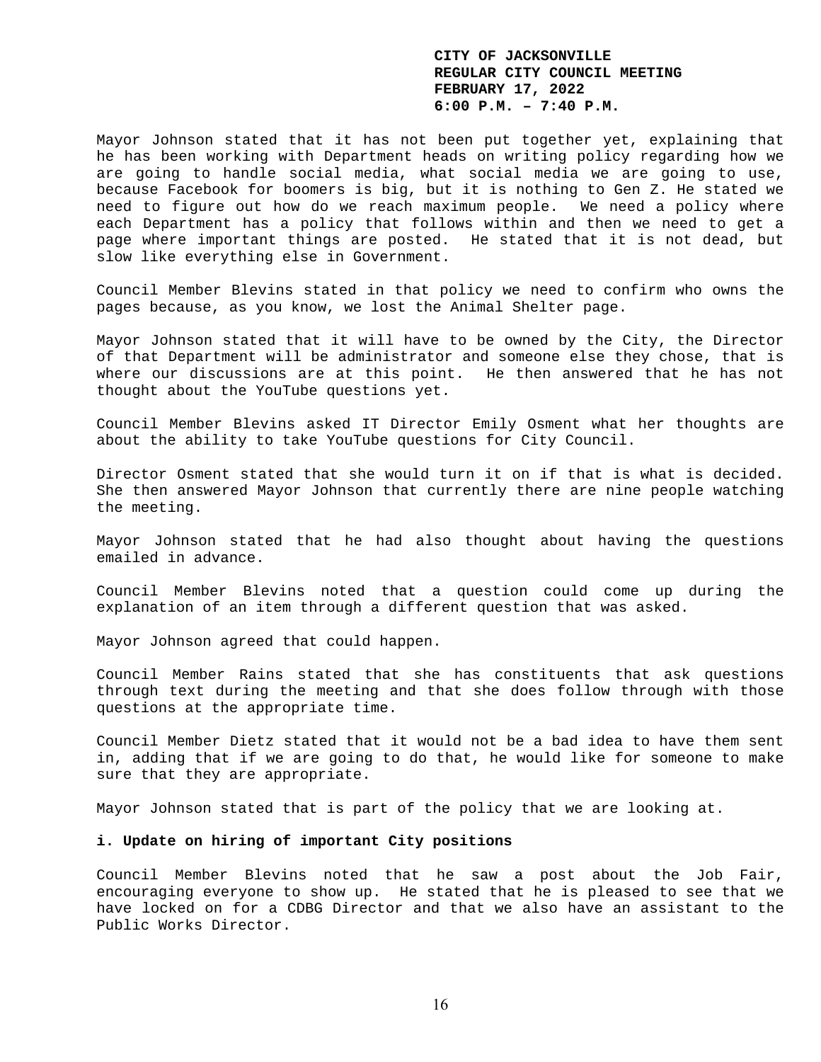Mayor Johnson stated that it has not been put together yet, explaining that he has been working with Department heads on writing policy regarding how we are going to handle social media, what social media we are going to use, because Facebook for boomers is big, but it is nothing to Gen Z. He stated we need to figure out how do we reach maximum people. We need a policy where each Department has a policy that follows within and then we need to get a page where important things are posted. He stated that it is not dead, but slow like everything else in Government.

Council Member Blevins stated in that policy we need to confirm who owns the pages because, as you know, we lost the Animal Shelter page.

Mayor Johnson stated that it will have to be owned by the City, the Director of that Department will be administrator and someone else they chose, that is where our discussions are at this point. He then answered that he has not thought about the YouTube questions yet.

Council Member Blevins asked IT Director Emily Osment what her thoughts are about the ability to take YouTube questions for City Council.

Director Osment stated that she would turn it on if that is what is decided. She then answered Mayor Johnson that currently there are nine people watching the meeting.

Mayor Johnson stated that he had also thought about having the questions emailed in advance.

Council Member Blevins noted that a question could come up during the explanation of an item through a different question that was asked.

Mayor Johnson agreed that could happen.

Council Member Rains stated that she has constituents that ask questions through text during the meeting and that she does follow through with those questions at the appropriate time.

Council Member Dietz stated that it would not be a bad idea to have them sent in, adding that if we are going to do that, he would like for someone to make sure that they are appropriate.

Mayor Johnson stated that is part of the policy that we are looking at.

**i. Update on hiring of important City positions**

Council Member Blevins noted that he saw a post about the Job Fair, encouraging everyone to show up. He stated that he is pleased to see that we have locked on for a CDBG Director and that we also have an assistant to the Public Works Director.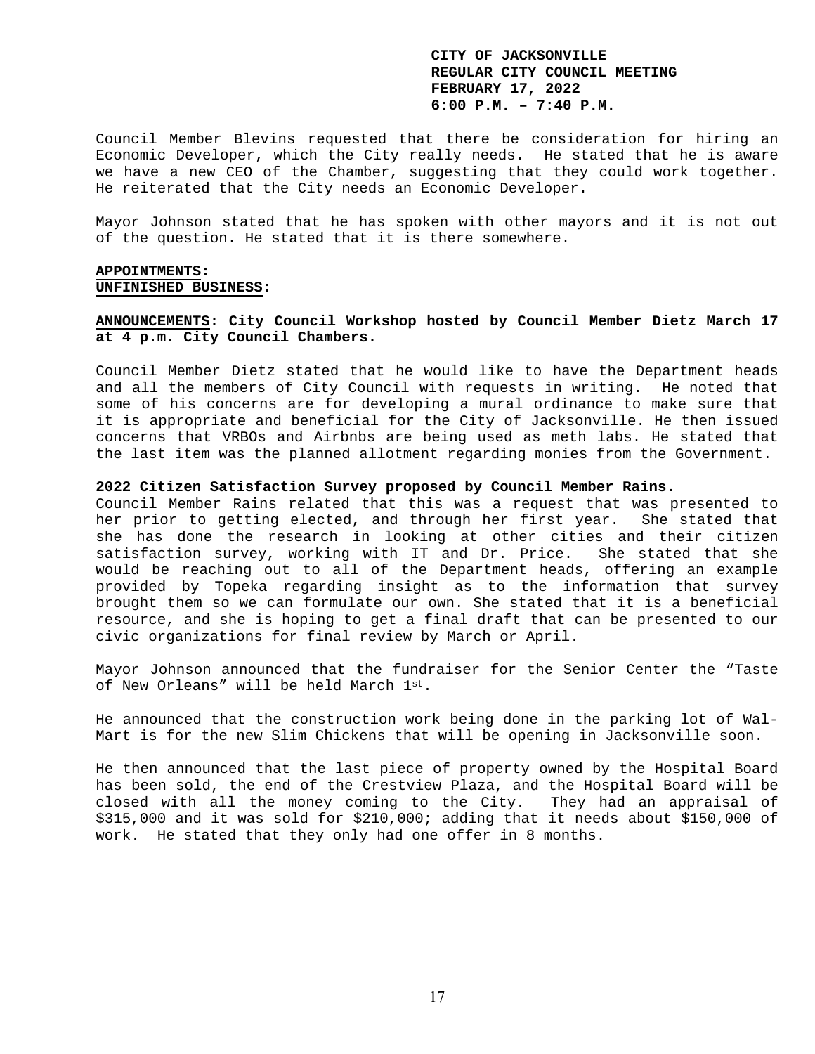Council Member Blevins requested that there be consideration for hiring an Economic Developer, which the City really needs. He stated that he is aware we have a new CEO of the Chamber, suggesting that they could work together. He reiterated that the City needs an Economic Developer.

Mayor Johnson stated that he has spoken with other mayors and it is not out of the question. He stated that it is there somewhere.

**APPOINTMENTS:**

**UNFINISHED BUSINESS:**

**ANNOUNCEMENTS: City Council Workshop hosted by Council Member Dietz March 17 at 4 p.m. City Council Chambers.**

Council Member Dietz stated that he would like to have the Department heads and all the members of City Council with requests in writing. He noted that some of his concerns are for developing a mural ordinance to make sure that it is appropriate and beneficial for the City of Jacksonville. He then issued concerns that VRBOs and Airbnbs are being used as meth labs. He stated that the last item was the planned allotment regarding monies from the Government.

**2022 Citizen Satisfaction Survey proposed by Council Member Rains.**

Council Member Rains related that this was a request that was presented to her prior to getting elected, and through her first year. She stated that she has done the research in looking at other cities and their citizen satisfaction survey, working with IT and Dr. Price. She stated that she would be reaching out to all of the Department heads, offering an example provided by Topeka regarding insight as to the information that survey brought them so we can formulate our own. She stated that it is a beneficial resource, and she is hoping to get a final draft that can be presented to our civic organizations for final review by March or April.

Mayor Johnson announced that the fundraiser for the Senior Center the "Taste of New Orleans" will be held March 1st.

He announced that the construction work being done in the parking lot of Wal-Mart is for the new Slim Chickens that will be opening in Jacksonville soon.

He then announced that the last piece of property owned by the Hospital Board has been sold, the end of the Crestview Plaza, and the Hospital Board will be closed with all the money coming to the City. They had an appraisal of $315,000 and it was sold for $210,000; adding that it needs about $150,000 of work. He stated that they only had one offer in 8 months.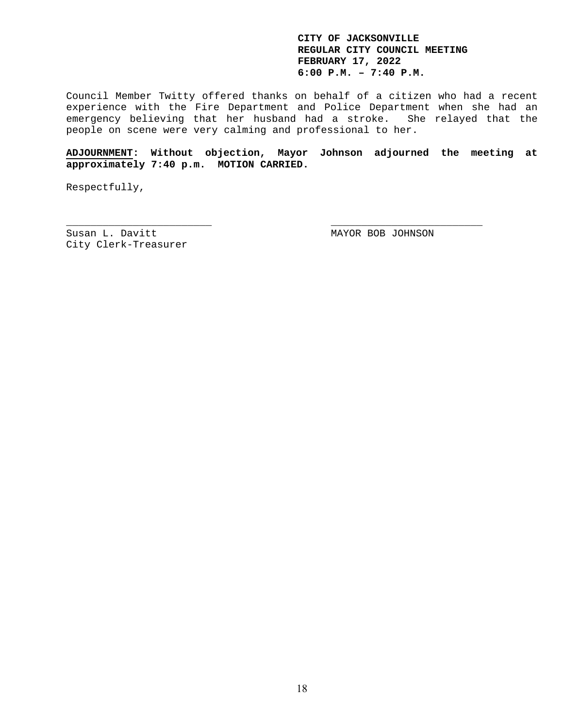**CITY OF JACKSONVILLE**
**REGULAR CITY COUNCIL MEETING**
**FEBRUARY 17, 2022**
**6:00 P.M. – 7:40 P.M.**

Council Member Twitty offered thanks on behalf of a citizen who had a recent experience with the Fire Department and Police Department when she had an emergency believing that her husband had a stroke. She relayed that the people on scene were very calming and professional to her.

**ADJOURNMENT: Without objection, Mayor Johnson adjourned the meeting at approximately 7:40 p.m. MOTION CARRIED.**

Respectfully,

| | |
|---|---|
| ________________________ | ________________________ |
| Susan L. Davitt | MAYOR BOB JOHNSON |
| City Clerk-Treasurer | |